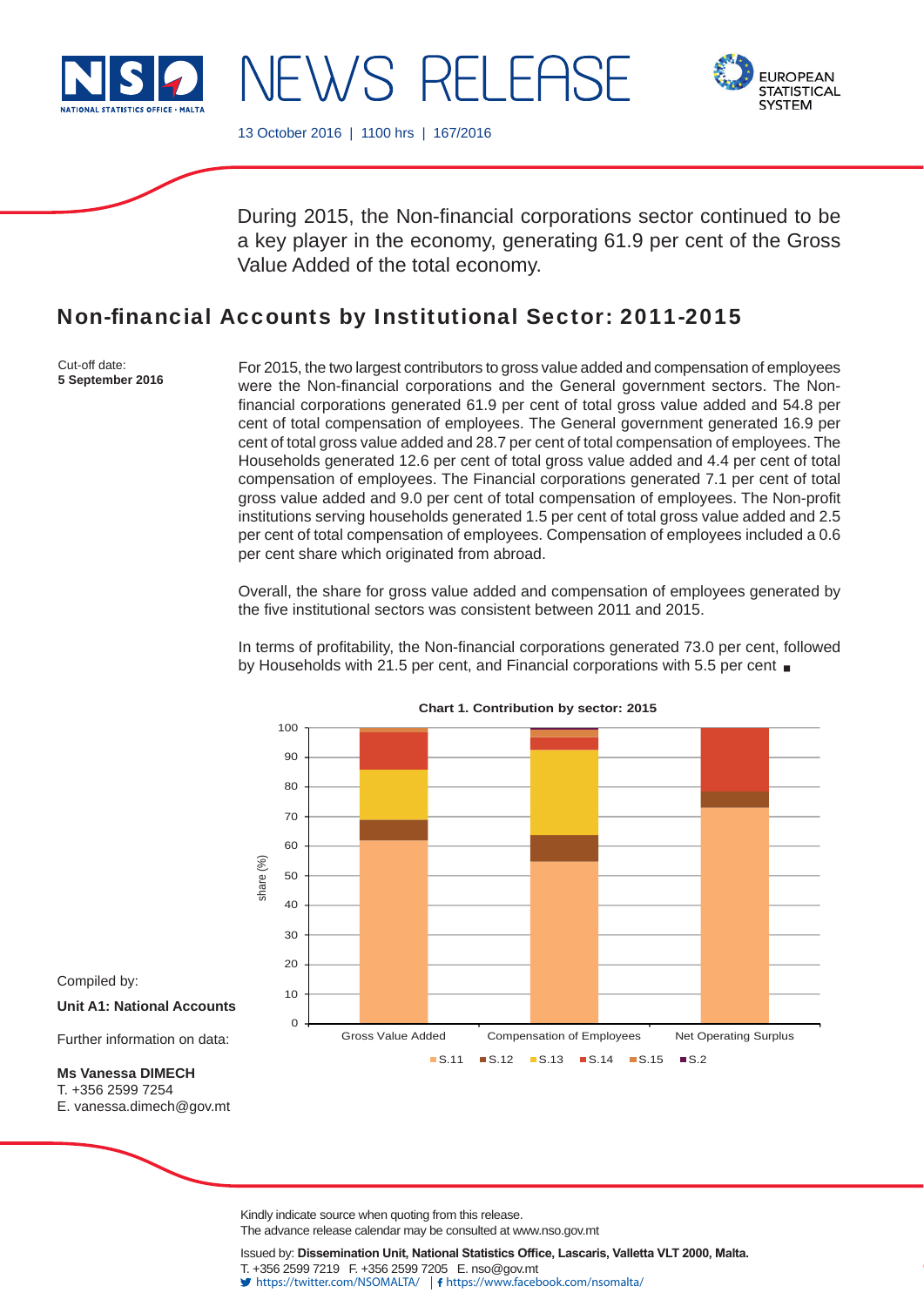# NEWS RELEASE

13 October 2016 | 1100 hrs | 167/2016

During 2015, the Non-financial corporations sector continued to be a key player in the economy, generating 61.9 per cent of the Gross Value Added of the total economy.

## Non-financial Accounts by Institutional Sector: 2011-2015

Cut-off date:
**5 September 2016**

For 2015, the two largest contributors to gross value added and compensation of employees were the Non-financial corporations and the General government sectors. The Non-financial corporations generated 61.9 per cent of total gross value added and 54.8 per cent of total compensation of employees. The General government generated 16.9 per cent of total gross value added and 28.7 per cent of total compensation of employees. The Households generated 12.6 per cent of total gross value added and 4.4 per cent of total compensation of employees. The Financial corporations generated 7.1 per cent of total gross value added and 9.0 per cent of total compensation of employees. The Non-profit institutions serving households generated 1.5 per cent of total gross value added and 2.5 per cent of total compensation of employees. Compensation of employees included a 0.6 per cent share which originated from abroad.

Overall, the share for gross value added and compensation of employees generated by the five institutional sectors was consistent between 2011 and 2015.

In terms of profitability, the Non-financial corporations generated 73.0 per cent, followed by Households with 21.5 per cent, and Financial corporations with 5.5 per cent ■

**Chart 1. Contribution by sector: 2015**

Compiled by:
**Unit A1: National Accounts**

Further information on data:

**Ms Vanessa DIMECH**
T. +356 2599 7254
E. vanessa.dimech@gov.mt

Kindly indicate source when quoting from this release.
The advance release calendar may be consulted at www.nso.gov.mt

Issued by: **Dissemination Unit, National Statistics Office, Lascaris, Valletta VLT 2000, Malta.**
T. +356 2599 7219 F. +356 2599 7205 E. nso@gov.mt
https://twitter.com/NSOMALTA/ | https://www.facebook.com/nsomalta/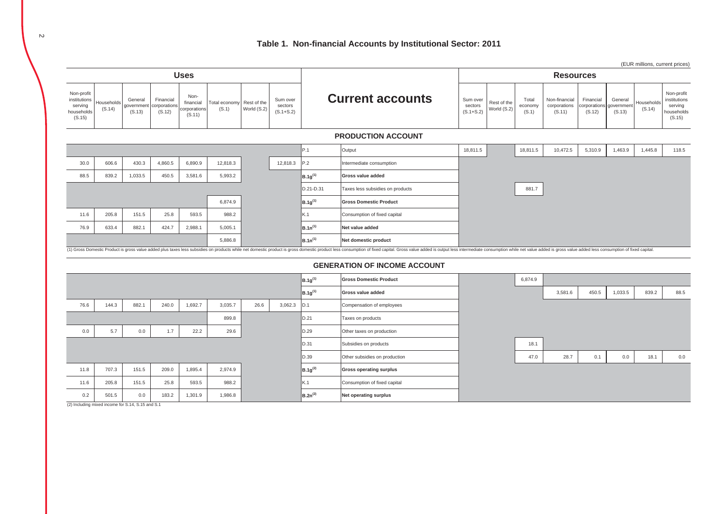# Table 1. Non-financial Accounts by Institutional Sector: 2011

(EUR millions, current prices)

| Uses | | | | | | | | Current accounts | | Resources | | | | | | | |
|---|---|---|---|---|---|---|---|---|---|---|---|---|---|---|---|---|---|
| Non-profit institutions serving households (S.15) | Households (S.14) | General government (S.13) | Financial corporations (S.12) | Non-financial corporations (S.11) | Total economy (S.1) | Rest of the World (S.2) | Sum over sectors (S.1+S.2) | | | Sum over sectors (S.1+S.2) | Rest of the World (S.2) | Total economy (S.1) | Non-financial corporations (S.11) | Financial corporations (S.12) | General government (S.13) | Households (S.14) | Non-profit institutions serving households (S.15) |
| | | | | | | | | | **PRODUCTION ACCOUNT** | | | | | | | | |
| | | | | | | | | P.1 | Output | 18,811.5 | | 18,811.5 | 10,472.5 | 5,310.9 | 1,463.9 | 1,445.8 | 118.5 |
| 30.0 | 606.6 | 430.3 | 4,860.5 | 6,890.9 | 12,818.3 | | 12,818.3 | P.2 | Intermediate consumption | | | | | | | | |
| 88.5 | 839.2 | 1,033.5 | 450.5 | 3,581.6 | 5,993.2 | | | B.1g(1) | **Gross value added** | | | | | | | | |
| | | | | | | | | D.21-D.31 | Taxes less subsidies on products | | | 881.7 | | | | | |
| | | | | | 6,874.9 | | | B.1g(1) | **Gross Domestic Product** | | | | | | | | |
| 11.6 | 205.8 | 151.5 | 25.8 | 593.5 | 988.2 | | | K.1 | Consumption of fixed capital | | | | | | | | |
| 76.9 | 633.4 | 882.1 | 424.7 | 2,988.1 | 5,005.1 | | | B.1n(1) | **Net value added** | | | | | | | | |
| | | | | | 5,886.8 | | | B.1n(1) | **Net domestic product** | | | | | | | | |

(1) Gross Domestic Product is gross value added plus taxes less subsidies on products while net domestic product is gross domestic product less consumption of fixed capital. Gross value added is output less intermediate consumption while net value added is gross value added less consumption of fixed capital.

## GENERATION OF INCOME ACCOUNT

| S.15 | S.14 | S.13 | S.12 | S.11 | S.1 | S.2 | S.1+S.2 | | | S.1+S.2 | S.2 | S.1 | S.11 | S.12 | S.13 | S.14 | S.15 |
|---|---|---|---|---|---|---|---|---|---|---|---|---|---|---|---|---|---|
| | | | | | | | | B.1g(1) | **Gross Domestic Product** | | | 6,874.9 | | | | | |
| | | | | | | | | B.1g(1) | **Gross value added** | | | | 3,581.6 | 450.5 | 1,033.5 | 839.2 | 88.5 |
| 76.6 | 144.3 | 882.1 | 240.0 | 1,692.7 | 3,035.7 | 26.6 | 3,062.3 | D.1 | Compensation of employees | | | | | | | | |
| | | | | | 899.8 | | | D.21 | Taxes on products | | | | | | | | |
| 0.0 | 5.7 | 0.0 | 1.7 | 22.2 | 29.6 | | | D.29 | Other taxes on production | | | | | | | | |
| | | | | | | | | D.31 | Subsidies on products | | | 18.1 | | | | | |
| | | | | | | | | D.39 | Other subsidies on production | | | 47.0 | 28.7 | 0.1 | 0.0 | 18.1 | 0.0 |
| 11.8 | 707.3 | 151.5 | 209.0 | 1,895.4 | 2,974.9 | | | B.1g(2) | **Gross operating surplus** | | | | | | | | |
| 11.6 | 205.8 | 151.5 | 25.8 | 593.5 | 988.2 | | | K.1 | Consumption of fixed capital | | | | | | | | |
| 0.2 | 501.5 | 0.0 | 183.2 | 1,301.9 | 1,986.8 | | | B.2n(2) | **Net operating surplus** | | | | | | | | |

(2) Including mixed income for S.14, S.15 and S.1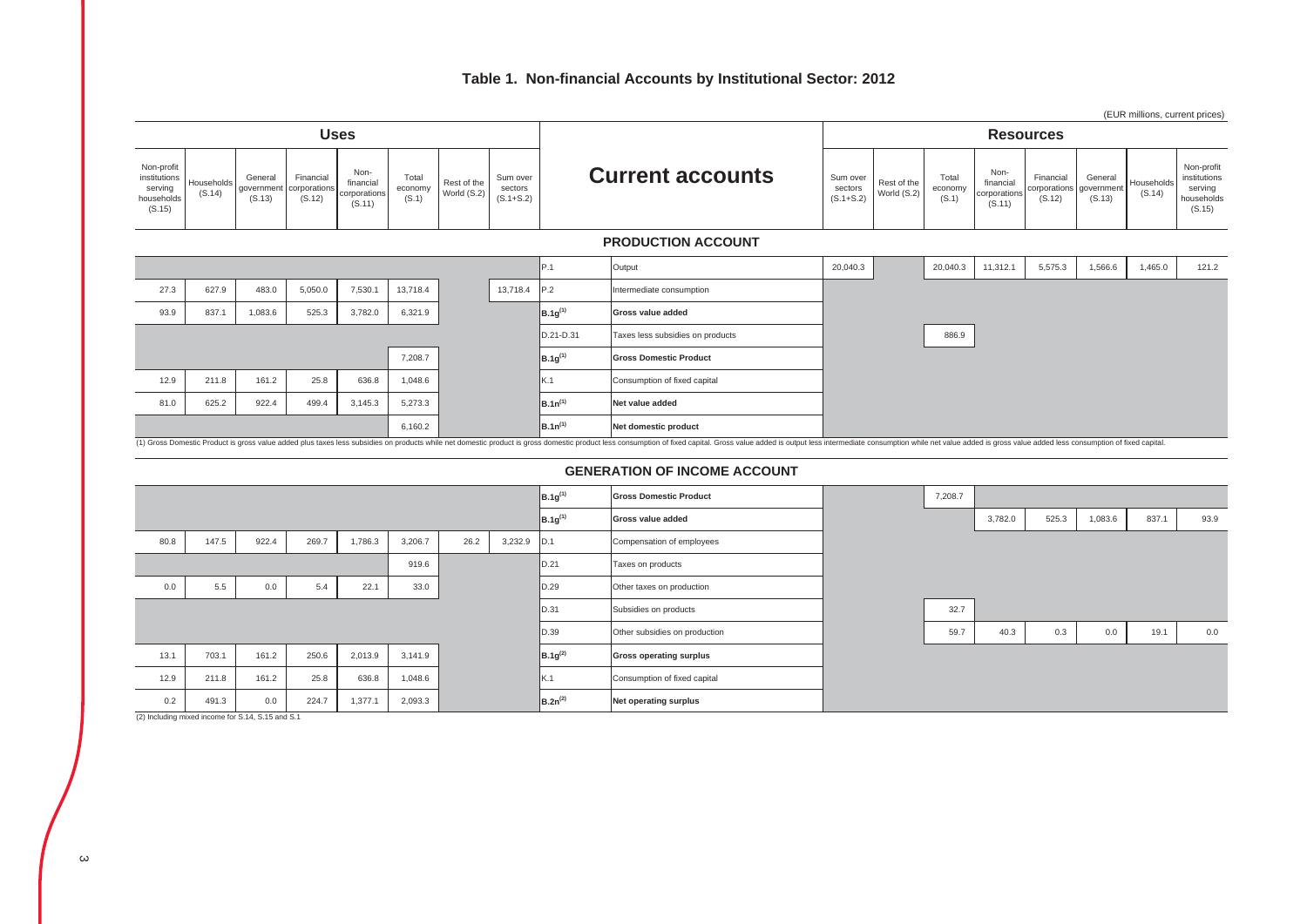# Table 1. Non-financial Accounts by Institutional Sector: 2012

(EUR millions, current prices)

| Uses | | | | | | | | Current accounts | | Resources | | | | | | | |
|---|---|---|---|---|---|---|---|---|---|---|---|---|---|---|---|---|---|
| Non-profit institutions serving households (S.15) | Households (S.14) | General government (S.13) | Financial corporations (S.12) | Non-financial corporations (S.11) | Total economy (S.1) | Rest of the World (S.2) | Sum over sectors (S.1+S.2) | | | Sum over sectors (S.1+S.2) | Rest of the World (S.2) | Total economy (S.1) | Non-financial corporations (S.11) | Financial corporations (S.12) | General government (S.13) | Households (S.14) | Non-profit institutions serving households (S.15) |
| | | | | | | | | | **PRODUCTION ACCOUNT** | | | | | | | | |
| | | | | | | | | P.1 | Output | 20,040.3 | | 20,040.3 | 11,312.1 | 5,575.3 | 1,566.6 | 1,465.0 | 121.2 |
| 27.3 | 627.9 | 483.0 | 5,050.0 | 7,530.1 | 13,718.4 | | 13,718.4 | P.2 | Intermediate consumption | | | | | | | | |
| 93.9 | 837.1 | 1,083.6 | 525.3 | 3,782.0 | 6,321.9 | | | B.1g(1) | **Gross value added** | | | | | | | | |
| | | | | | | | | D.21-D.31 | Taxes less subsidies on products | | | 886.9 | | | | | |
| | | | | | 7,208.7 | | | B.1g(1) | **Gross Domestic Product** | | | | | | | | |
| 12.9 | 211.8 | 161.2 | 25.8 | 636.8 | 1,048.6 | | | K.1 | Consumption of fixed capital | | | | | | | | |
| 81.0 | 625.2 | 922.4 | 499.4 | 3,145.3 | 5,273.3 | | | B.1n(1) | **Net value added** | | | | | | | | |
| | | | | | 6,160.2 | | | B.1n(1) | **Net domestic product** | | | | | | | | |

(1) Gross Domestic Product is gross value added plus taxes less subsidies on products while net domestic product is gross domestic product less consumption of fixed capital. Gross value added is output less intermediate consumption while net value added is gross value added less consumption of fixed capital.

## GENERATION OF INCOME ACCOUNT

| Non-profit institutions serving households (S.15) | Households (S.14) | General government (S.13) | Financial corporations (S.12) | Non-financial corporations (S.11) | Total economy (S.1) | Rest of the World (S.2) | Sum over sectors (S.1+S.2) | | | Sum over sectors (S.1+S.2) | Rest of the World (S.2) | Total economy (S.1) | Non-financial corporations (S.11) | Financial corporations (S.12) | General government (S.13) | Households (S.14) | Non-profit institutions serving households (S.15) |
|---|---|---|---|---|---|---|---|---|---|---|---|---|---|---|---|---|---|
| | | | | | | | | B.1g(1) | **Gross Domestic Product** | | | 7,208.7 | | | | | |
| | | | | | | | | B.1g(1) | **Gross value added** | | | | 3,782.0 | 525.3 | 1,083.6 | 837.1 | 93.9 |
| 80.8 | 147.5 | 922.4 | 269.7 | 1,786.3 | 3,206.7 | 26.2 | 3,232.9 | D.1 | Compensation of employees | | | | | | | | |
| | | | | | 919.6 | | | D.21 | Taxes on products | | | | | | | | |
| 0.0 | 5.5 | 0.0 | 5.4 | 22.1 | 33.0 | | | D.29 | Other taxes on production | | | | | | | | |
| | | | | | | | | D.31 | Subsidies on products | | | 32.7 | | | | | |
| | | | | | | | | D.39 | Other subsidies on production | | | 59.7 | 40.3 | 0.3 | 0.0 | 19.1 | 0.0 |
| 13.1 | 703.1 | 161.2 | 250.6 | 2,013.9 | 3,141.9 | | | B.1g(2) | **Gross operating surplus** | | | | | | | | |
| 12.9 | 211.8 | 161.2 | 25.8 | 636.8 | 1,048.6 | | | K.1 | Consumption of fixed capital | | | | | | | | |
| 0.2 | 491.3 | 0.0 | 224.7 | 1,377.1 | 2,093.3 | | | B.2n(2) | **Net operating surplus** | | | | | | | | |

(2) Including mixed income for S.14, S.15 and S.1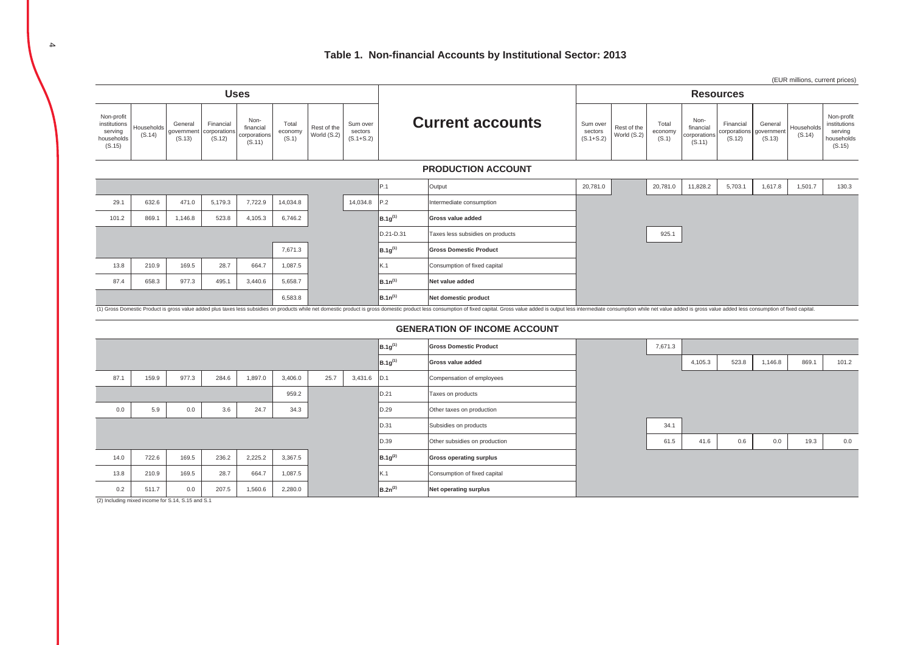# Table 1. Non-financial Accounts by Institutional Sector: 2013

(EUR millions, current prices)

| Uses | | | | | | | | Current accounts | | Resources | | | | | | | |
|---|---|---|---|---|---|---|---|---|---|---|---|---|---|---|---|---|---|
| Non-profit institutions serving households (S.15) | Households (S.14) | General government (S.13) | Financial corporations (S.12) | Non-financial corporations (S.11) | Total economy (S.1) | Rest of the World (S.2) | Sum over sectors (S.1+S.2) | | | Sum over sectors (S.1+S.2) | Rest of the World (S.2) | Total economy (S.1) | Non-financial corporations (S.11) | Financial corporations (S.12) | General government (S.13) | Households (S.14) | Non-profit institutions serving households (S.15) |
| | | | | | | | | | **PRODUCTION ACCOUNT** | | | | | | | | |
| | | | | | | | | P.1 | Output | 20,781.0 | | 20,781.0 | 11,828.2 | 5,703.1 | 1,617.8 | 1,501.7 | 130.3 |
| 29.1 | 632.6 | 471.0 | 5,179.3 | 7,722.9 | 14,034.8 | | 14,034.8 | P.2 | Intermediate consumption | | | | | | | | |
| 101.2 | 869.1 | 1,146.8 | 523.8 | 4,105.3 | 6,746.2 | | | B.1g(1) | **Gross value added** | | | | | | | | |
| | | | | | | | | D.21-D.31 | Taxes less subsidies on products | | | 925.1 | | | | | |
| | | | | | 7,671.3 | | | B.1g(1) | **Gross Domestic Product** | | | | | | | | |
| 13.8 | 210.9 | 169.5 | 28.7 | 664.7 | 1,087.5 | | | K.1 | Consumption of fixed capital | | | | | | | | |
| 87.4 | 658.3 | 977.3 | 495.1 | 3,440.6 | 5,658.7 | | | B.1n(1) | **Net value added** | | | | | | | | |
| | | | | | 6,583.8 | | | B.1n(1) | **Net domestic product** | | | | | | | | |

(1) Gross Domestic Product is gross value added plus taxes less subsidies on products while net domestic product is gross domestic product less consumption of fixed capital. Gross value added is output less intermediate consumption while net value added is gross value added less consumption of fixed capital.

## GENERATION OF INCOME ACCOUNT

| Non-profit institutions serving households (S.15) | Households (S.14) | General government (S.13) | Financial corporations (S.12) | Non-financial corporations (S.11) | Total economy (S.1) | Rest of the World (S.2) | Sum over sectors (S.1+S.2) | | | Sum over sectors (S.1+S.2) | Rest of the World (S.2) | Total economy (S.1) | Non-financial corporations (S.11) | Financial corporations (S.12) | General government (S.13) | Households (S.14) | Non-profit institutions serving households (S.15) |
|---|---|---|---|---|---|---|---|---|---|---|---|---|---|---|---|---|---|
| | | | | | | | | B.1g(1) | **Gross Domestic Product** | | | 7,671.3 | | | | | |
| | | | | | | | | B.1g(1) | **Gross value added** | | | | 4,105.3 | 523.8 | 1,146.8 | 869.1 | 101.2 |
| 87.1 | 159.9 | 977.3 | 284.6 | 1,897.0 | 3,406.0 | 25.7 | 3,431.6 | D.1 | Compensation of employees | | | | | | | | |
| | | | | | 959.2 | | | D.21 | Taxes on products | | | | | | | | |
| 0.0 | 5.9 | 0.0 | 3.6 | 24.7 | 34.3 | | | D.29 | Other taxes on production | | | | | | | | |
| | | | | | | | | D.31 | Subsidies on products | | | 34.1 | | | | | |
| | | | | | | | | D.39 | Other subsidies on production | | | 61.5 | 41.6 | 0.6 | 0.0 | 19.3 | 0.0 |
| 14.0 | 722.6 | 169.5 | 236.2 | 2,225.2 | 3,367.5 | | | B.1g(2) | **Gross operating surplus** | | | | | | | | |
| 13.8 | 210.9 | 169.5 | 28.7 | 664.7 | 1,087.5 | | | K.1 | Consumption of fixed capital | | | | | | | | |
| 0.2 | 511.7 | 0.0 | 207.5 | 1,560.6 | 2,280.0 | | | B.2n(2) | **Net operating surplus** | | | | | | | | |

(2) Including mixed income for S.14, S.15 and S.1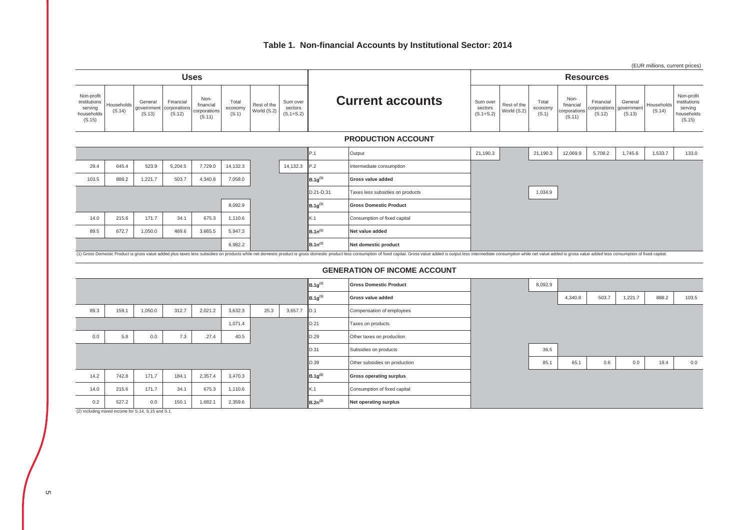# Table 1. Non-financial Accounts by Institutional Sector: 2014

(EUR millions, current prices)

## Current accounts

| Uses: Non-profit institutions serving households (S.15) | Uses: Households (S.14) | Uses: General government (S.13) | Uses: Financial corporations (S.12) | Uses: Non-financial corporations (S.11) | Uses: Total economy (S.1) | Uses: Rest of the World (S.2) | Uses: Sum over sectors (S.1+S.2) | Code | Transaction | Resources: Sum over sectors (S.1+S.2) | Resources: Rest of the World (S.2) | Resources: Total economy (S.1) | Resources: Non-financial corporations (S.11) | Resources: Financial corporations (S.12) | Resources: General government (S.13) | Resources: Households (S.14) | Resources: Non-profit institutions serving households (S.15) |
|---|---|---|---|---|---|---|---|---|---|---|---|---|---|---|---|---|---|
| | | | | | | | | | **PRODUCTION ACCOUNT** | | | | | | | | |
| | | | | | | | | P.1 | Output | 21,190.3 | | 21,190.3 | 12,069.9 | 5,708.2 | 1,745.6 | 1,533.7 | 133.0 |
| 29.4 | 645.4 | 523.9 | 5,204.5 | 7,729.0 | 14,132.3 | | 14,132.3 | P.2 | Intermediate consumption | | | | | | | | |
| 103.5 | 888.2 | 1,221.7 | 503.7 | 4,340.8 | 7,058.0 | | | B.1g[1] | **Gross value added** | | | | | | | | |
| | | | | | | | | D.21-D.31 | Taxes less subsidies on products | | | 1,034.9 | | | | | |
| | | | | | 8,092.9 | | | B.1g[1] | **Gross Domestic Product** | | | | | | | | |
| 14.0 | 215.6 | 171.7 | 34.1 | 675.3 | 1,110.6 | | | K.1 | Consumption of fixed capital | | | | | | | | |
| 89.5 | 672.7 | 1,050.0 | 469.6 | 3,665.5 | 5,947.3 | | | B.1n[1] | **Net value added** | | | | | | | | |
| | | | | | 6,982.2 | | | B.1n[1] | **Net domestic product** | | | | | | | | |

(1) Gross Domestic Product is gross value added plus taxes less subsidies on products while net domestic product is gross domestic product less consumption of fixed capital. Gross value added is output less intermediate consumption while net value added is gross value added less consumption of fixed capital.

| Uses: Non-profit institutions serving households (S.15) | Uses: Households (S.14) | Uses: General government (S.13) | Uses: Financial corporations (S.12) | Uses: Non-financial corporations (S.11) | Uses: Total economy (S.1) | Uses: Rest of the World (S.2) | Uses: Sum over sectors (S.1+S.2) | Code | Transaction | Resources: Sum over sectors (S.1+S.2) | Resources: Rest of the World (S.2) | Resources: Total economy (S.1) | Resources: Non-financial corporations (S.11) | Resources: Financial corporations (S.12) | Resources: General government (S.13) | Resources: Households (S.14) | Resources: Non-profit institutions serving households (S.15) |
|---|---|---|---|---|---|---|---|---|---|---|---|---|---|---|---|---|---|
| | | | | | | | | | **GENERATION OF INCOME ACCOUNT** | | | | | | | | |
| | | | | | | | | B.1g[1] | **Gross Domestic Product** | | | 8,092.9 | | | | | |
| | | | | | | | | B.1g[1] | **Gross value added** | | | | 4,340.8 | 503.7 | 1,221.7 | 888.2 | 103.5 |
| 89.3 | 159.1 | 1,050.0 | 312.7 | 2,021.2 | 3,632.3 | 25.3 | 3,657.7 | D.1 | Compensation of employees | | | | | | | | |
| | | | | | 1,071.4 | | | D.21 | Taxes on products | | | | | | | | |
| 0.0 | 5.8 | 0.0 | 7.3 | 27.4 | 40.5 | | | D.29 | Other taxes on production | | | | | | | | |
| | | | | | | | | D.31 | Subsidies on products | | | 36.5 | | | | | |
| | | | | | | | | D.39 | Other subsidies on production | | | 85.1 | 65.1 | 0.6 | 0.0 | 19.4 | 0.0 |
| 14.2 | 742.8 | 171.7 | 184.1 | 2,357.4 | 3,470.3 | | | B.1g[2] | **Gross operating surplus** | | | | | | | | |
| 14.0 | 215.6 | 171.7 | 34.1 | 675.3 | 1,110.6 | | | K.1 | Consumption of fixed capital | | | | | | | | |
| 0.2 | 527.2 | 0.0 | 150.1 | 1,682.1 | 2,359.6 | | | B.2n[2] | **Net operating surplus** | | | | | | | | |

(2) Including mixed income for S.14, S.15 and S.1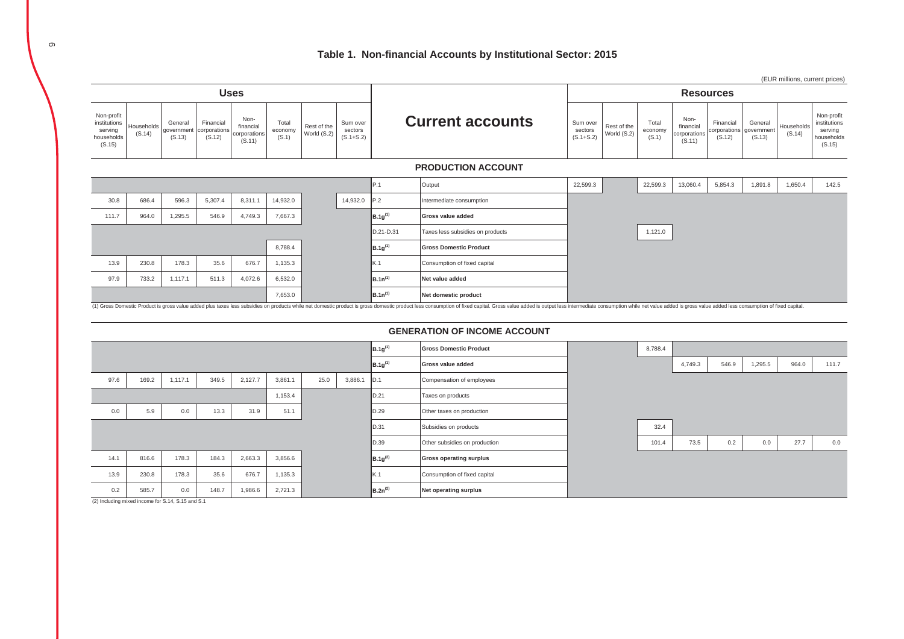## Table 1. Non-financial Accounts by Institutional Sector: 2015

(EUR millions, current prices)

| Uses | | | | | | | | Current accounts | | Resources | | | | | | | |
|---|---|---|---|---|---|---|---|---|---|---|---|---|---|---|---|---|---|
| Non-profit institutions serving households (S.15) | Households (S.14) | General government (S.13) | Financial corporations (S.12) | Non-financial corporations (S.11) | Total economy (S.1) | Rest of the World (S.2) | Sum over sectors (S.1+S.2) | | | Sum over sectors (S.1+S.2) | Rest of the World (S.2) | Total economy (S.1) | Non-financial corporations (S.11) | Financial corporations (S.12) | General government (S.13) | Households (S.14) | Non-profit institutions serving households (S.15) |
| | | | | | | | | | **PRODUCTION ACCOUNT** | | | | | | | | |
| | | | | | | | | P.1 | Output | 22,599.3 | | 22,599.3 | 13,060.4 | 5,854.3 | 1,891.8 | 1,650.4 | 142.5 |
| 30.8 | 686.4 | 596.3 | 5,307.4 | 8,311.1 | 14,932.0 | | 14,932.0 | P.2 | Intermediate consumption | | | | | | | | |
| 111.7 | 964.0 | 1,295.5 | 546.9 | 4,749.3 | 7,667.3 | | | B.1g[1] | **Gross value added** | | | | | | | | |
| | | | | | | | | D.21-D.31 | Taxes less subsidies on products | | | 1,121.0 | | | | | |
| | | | | | 8,788.4 | | | B.1g[1] | **Gross Domestic Product** | | | | | | | | |
| 13.9 | 230.8 | 178.3 | 35.6 | 676.7 | 1,135.3 | | | K.1 | Consumption of fixed capital | | | | | | | | |
| 97.9 | 733.2 | 1,117.1 | 511.3 | 4,072.6 | 6,532.0 | | | B.1n[1] | **Net value added** | | | | | | | | |
| | | | | | 7,653.0 | | | B.1n[1] | **Net domestic product** | | | | | | | | |

(1) Gross Domestic Product is gross value added plus taxes less subsidies on products while net domestic product is gross domestic product less consumption of fixed capital. Gross value added is output less intermediate consumption while net value added is gross value added less consumption of fixed capital.

| Uses | | | | | | | | Current accounts | | Resources | | | | | | | |
|---|---|---|---|---|---|---|---|---|---|---|---|---|---|---|---|---|---|
| S.15 | S.14 | S.13 | S.12 | S.11 | S.1 | S.2 | S.1+S.2 | | **GENERATION OF INCOME ACCOUNT** | S.1+S.2 | S.2 | S.1 | S.11 | S.12 | S.13 | S.14 | S.15 |
| | | | | | | | | B.1g[1] | **Gross Domestic Product** | | | 8,788.4 | | | | | |
| | | | | | | | | B.1g[1] | **Gross value added** | | | | 4,749.3 | 546.9 | 1,295.5 | 964.0 | 111.7 |
| 97.6 | 169.2 | 1,117.1 | 349.5 | 2,127.7 | 3,861.1 | 25.0 | 3,886.1 | D.1 | Compensation of employees | | | | | | | | |
| | | | | | 1,153.4 | | | D.21 | Taxes on products | | | | | | | | |
| 0.0 | 5.9 | 0.0 | 13.3 | 31.9 | 51.1 | | | D.29 | Other taxes on production | | | | | | | | |
| | | | | | | | | D.31 | Subsidies on products | | | 32.4 | | | | | |
| | | | | | | | | D.39 | Other subsidies on production | | | 101.4 | 73.5 | 0.2 | 0.0 | 27.7 | 0.0 |
| 14.1 | 816.6 | 178.3 | 184.3 | 2,663.3 | 3,856.6 | | | B.1g[2] | **Gross operating surplus** | | | | | | | | |
| 13.9 | 230.8 | 178.3 | 35.6 | 676.7 | 1,135.3 | | | K.1 | Consumption of fixed capital | | | | | | | | |
| 0.2 | 585.7 | 0.0 | 148.7 | 1,986.6 | 2,721.3 | | | B.2n[2] | **Net operating surplus** | | | | | | | | |

(2) Including mixed income for S.14, S.15 and S.1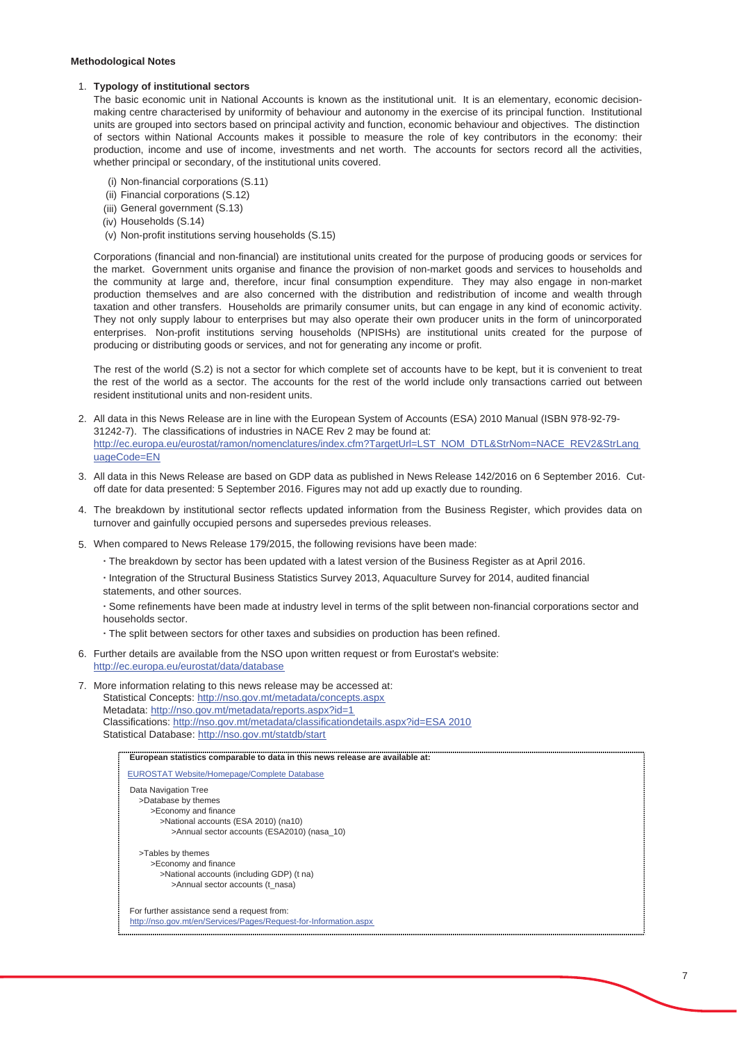**Methodological Notes**

1. **Typology of institutional sectors**

   The basic economic unit in National Accounts is known as the institutional unit. It is an elementary, economic decision-making centre characterised by uniformity of behaviour and autonomy in the exercise of its principal function. Institutional units are grouped into sectors based on principal activity and function, economic behaviour and objectives. The distinction of sectors within National Accounts makes it possible to measure the role of key contributors in the economy: their production, income and use of income, investments and net worth. The accounts for sectors record all the activities, whether principal or secondary, of the institutional units covered.

   (i) Non-financial corporations (S.11)
   (ii) Financial corporations (S.12)
   (iii) General government (S.13)
   (iv) Households (S.14)
   (v) Non-profit institutions serving households (S.15)

   Corporations (financial and non-financial) are institutional units created for the purpose of producing goods or services for the market. Government units organise and finance the provision of non-market goods and services to households and the community at large and, therefore, incur final consumption expenditure. They may also engage in non-market production themselves and are also concerned with the distribution and redistribution of income and wealth through taxation and other transfers. Households are primarily consumer units, but can engage in any kind of economic activity. They not only supply labour to enterprises but may also operate their own producer units in the form of unincorporated enterprises. Non-profit institutions serving households (NPISHs) are institutional units created for the purpose of producing or distributing goods or services, and not for generating any income or profit.

   The rest of the world (S.2) is not a sector for which complete set of accounts have to be kept, but it is convenient to treat the rest of the world as a sector. The accounts for the rest of the world include only transactions carried out between resident institutional units and non-resident units.

2. All data in this News Release are in line with the European System of Accounts (ESA) 2010 Manual (ISBN 978-92-79-31242-7). The classifications of industries in NACE Rev 2 may be found at: http://ec.europa.eu/eurostat/ramon/nomenclatures/index.cfm?TargetUrl=LST_NOM_DTL&StrNom=NACE_REV2&StrLanguageCode=EN

3. All data in this News Release are based on GDP data as published in News Release 142/2016 on 6 September 2016. Cut-off date for data presented: 5 September 2016. Figures may not add up exactly due to rounding.

4. The breakdown by institutional sector reflects updated information from the Business Register, which provides data on turnover and gainfully occupied persons and supersedes previous releases.

5. When compared to News Release 179/2015, the following revisions have been made:

   - The breakdown by sector has been updated with a latest version of the Business Register as at April 2016.
   - Integration of the Structural Business Statistics Survey 2013, Aquaculture Survey for 2014, audited financial statements, and other sources.
   - Some refinements have been made at industry level in terms of the split between non-financial corporations sector and households sector.
   - The split between sectors for other taxes and subsidies on production has been refined.

6. Further details are available from the NSO upon written request or from Eurostat's website: http://ec.europa.eu/eurostat/data/database

7. More information relating to this news release may be accessed at:
   Statistical Concepts: http://nso.gov.mt/metadata/concepts.aspx
   Metadata: http://nso.gov.mt/metadata/reports.aspx?id=1
   Classifications: http://nso.gov.mt/metadata/classificationdetails.aspx?id=ESA 2010
   Statistical Database: http://nso.gov.mt/statdb/start

**European statistics comparable to data in this news release are available at:**

EUROSTAT Website/Homepage/Complete Database

Data Navigation Tree
>Database by themes
>Economy and finance
>National accounts (ESA 2010) (na10)
>Annual sector accounts (ESA2010) (nasa_10)

>Tables by themes
>Economy and finance
>National accounts (including GDP) (t na)
>Annual sector accounts (t_nasa)

For further assistance send a request from:
http://nso.gov.mt/en/Services/Pages/Request-for-Information.aspx